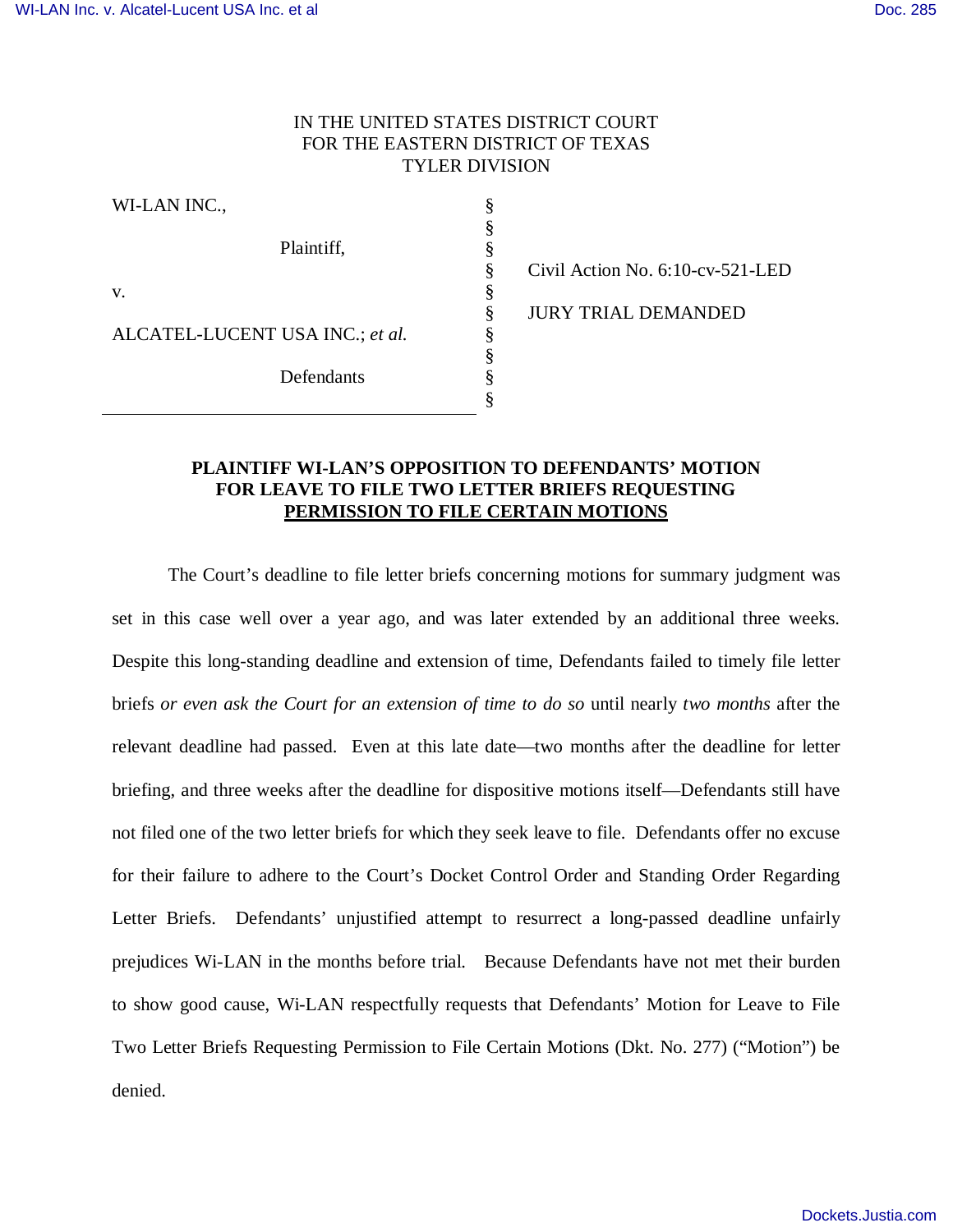IN THE UNITED STATES DISTRICT COURT
FOR THE EASTERN DISTRICT OF TEXAS
TYLER DIVISION

| | | |
|---|---|---|
| WI-LAN INC., | § | |
| | § | |
| Plaintiff, | § | |
| | § | Civil Action No. 6:10-cv-521-LED |
| v. | § | |
| | § | JURY TRIAL DEMANDED |
| ALCATEL-LUCENT USA INC.; *et al.* | § | |
| | § | |
| Defendants | § | |
| | § | |

**PLAINTIFF WI-LAN'S OPPOSITION TO DEFENDANTS' MOTION FOR LEAVE TO FILE TWO LETTER BRIEFS REQUESTING PERMISSION TO FILE CERTAIN MOTIONS**

The Court's deadline to file letter briefs concerning motions for summary judgment was set in this case well over a year ago, and was later extended by an additional three weeks. Despite this long-standing deadline and extension of time, Defendants failed to timely file letter briefs *or even ask the Court for an extension of time to do so* until nearly *two months* after the relevant deadline had passed. Even at this late date—two months after the deadline for letter briefing, and three weeks after the deadline for dispositive motions itself—Defendants still have not filed one of the two letter briefs for which they seek leave to file. Defendants offer no excuse for their failure to adhere to the Court's Docket Control Order and Standing Order Regarding Letter Briefs. Defendants' unjustified attempt to resurrect a long-passed deadline unfairly prejudices Wi-LAN in the months before trial. Because Defendants have not met their burden to show good cause, Wi-LAN respectfully requests that Defendants' Motion for Leave to File Two Letter Briefs Requesting Permission to File Certain Motions (Dkt. No. 277) ("Motion") be denied.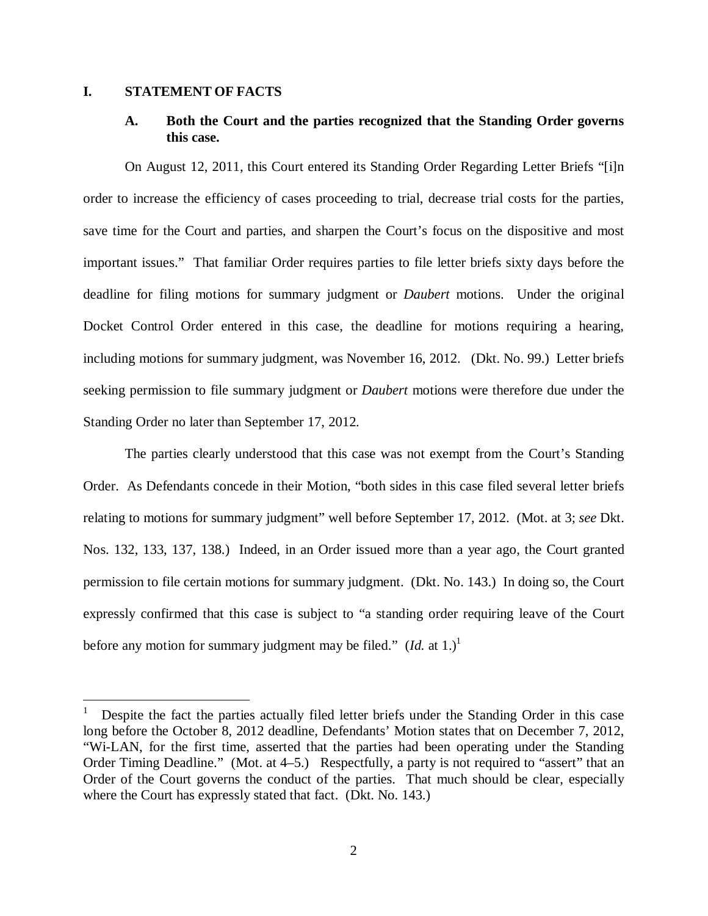## I. STATEMENT OF FACTS

### A. Both the Court and the parties recognized that the Standing Order governs this case.

On August 12, 2011, this Court entered its Standing Order Regarding Letter Briefs "[i]n order to increase the efficiency of cases proceeding to trial, decrease trial costs for the parties, save time for the Court and parties, and sharpen the Court's focus on the dispositive and most important issues." That familiar Order requires parties to file letter briefs sixty days before the deadline for filing motions for summary judgment or *Daubert* motions. Under the original Docket Control Order entered in this case, the deadline for motions requiring a hearing, including motions for summary judgment, was November 16, 2012. (Dkt. No. 99.) Letter briefs seeking permission to file summary judgment or *Daubert* motions were therefore due under the Standing Order no later than September 17, 2012.

The parties clearly understood that this case was not exempt from the Court's Standing Order. As Defendants concede in their Motion, "both sides in this case filed several letter briefs relating to motions for summary judgment" well before September 17, 2012. (Mot. at 3; *see* Dkt. Nos. 132, 133, 137, 138.) Indeed, in an Order issued more than a year ago, the Court granted permission to file certain motions for summary judgment. (Dkt. No. 143.) In doing so, the Court expressly confirmed that this case is subject to "a standing order requiring leave of the Court before any motion for summary judgment may be filed." (*Id.* at 1.)[1]

---

[1] Despite the fact the parties actually filed letter briefs under the Standing Order in this case long before the October 8, 2012 deadline, Defendants' Motion states that on December 7, 2012, "Wi-LAN, for the first time, asserted that the parties had been operating under the Standing Order Timing Deadline." (Mot. at 4–5.) Respectfully, a party is not required to "assert" that an Order of the Court governs the conduct of the parties. That much should be clear, especially where the Court has expressly stated that fact. (Dkt. No. 143.)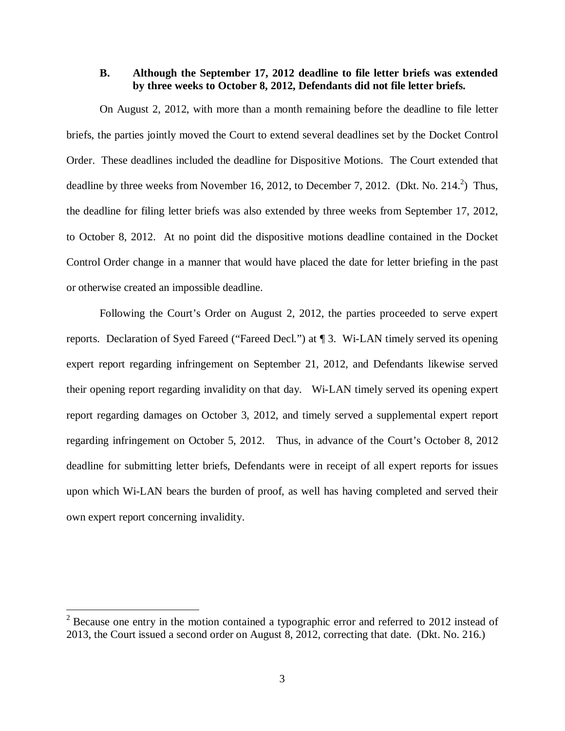### B. Although the September 17, 2012 deadline to file letter briefs was extended by three weeks to October 8, 2012, Defendants did not file letter briefs.

On August 2, 2012, with more than a month remaining before the deadline to file letter briefs, the parties jointly moved the Court to extend several deadlines set by the Docket Control Order. These deadlines included the deadline for Dispositive Motions. The Court extended that deadline by three weeks from November 16, 2012, to December 7, 2012. (Dkt. No. 214.[2]) Thus, the deadline for filing letter briefs was also extended by three weeks from September 17, 2012, to October 8, 2012. At no point did the dispositive motions deadline contained in the Docket Control Order change in a manner that would have placed the date for letter briefing in the past or otherwise created an impossible deadline.

Following the Court's Order on August 2, 2012, the parties proceeded to serve expert reports. Declaration of Syed Fareed ("Fareed Decl.") at ¶ 3. Wi-LAN timely served its opening expert report regarding infringement on September 21, 2012, and Defendants likewise served their opening report regarding invalidity on that day. Wi-LAN timely served its opening expert report regarding damages on October 3, 2012, and timely served a supplemental expert report regarding infringement on October 5, 2012. Thus, in advance of the Court's October 8, 2012 deadline for submitting letter briefs, Defendants were in receipt of all expert reports for issues upon which Wi-LAN bears the burden of proof, as well has having completed and served their own expert report concerning invalidity.

---

[2] Because one entry in the motion contained a typographic error and referred to 2012 instead of 2013, the Court issued a second order on August 8, 2012, correcting that date. (Dkt. No. 216.)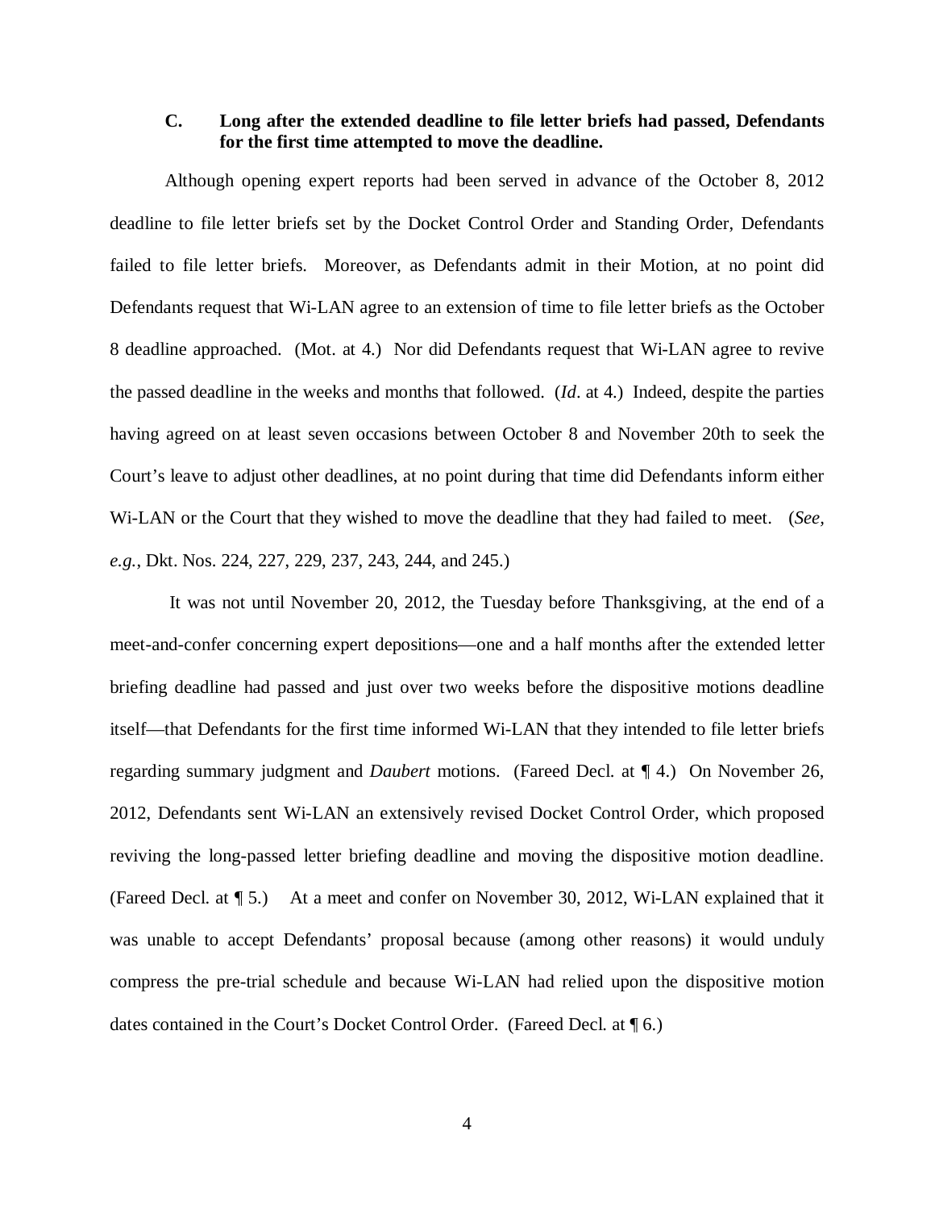### C. Long after the extended deadline to file letter briefs had passed, Defendants for the first time attempted to move the deadline.

Although opening expert reports had been served in advance of the October 8, 2012 deadline to file letter briefs set by the Docket Control Order and Standing Order, Defendants failed to file letter briefs. Moreover, as Defendants admit in their Motion, at no point did Defendants request that Wi-LAN agree to an extension of time to file letter briefs as the October 8 deadline approached. (Mot. at 4.) Nor did Defendants request that Wi-LAN agree to revive the passed deadline in the weeks and months that followed. (*Id*. at 4.) Indeed, despite the parties having agreed on at least seven occasions between October 8 and November 20th to seek the Court's leave to adjust other deadlines, at no point during that time did Defendants inform either Wi-LAN or the Court that they wished to move the deadline that they had failed to meet. (*See, e.g.*, Dkt. Nos. 224, 227, 229, 237, 243, 244, and 245.)

It was not until November 20, 2012, the Tuesday before Thanksgiving, at the end of a meet-and-confer concerning expert depositions—one and a half months after the extended letter briefing deadline had passed and just over two weeks before the dispositive motions deadline itself—that Defendants for the first time informed Wi-LAN that they intended to file letter briefs regarding summary judgment and *Daubert* motions. (Fareed Decl. at ¶ 4.) On November 26, 2012, Defendants sent Wi-LAN an extensively revised Docket Control Order, which proposed reviving the long-passed letter briefing deadline and moving the dispositive motion deadline. (Fareed Decl. at ¶ 5.) At a meet and confer on November 30, 2012, Wi-LAN explained that it was unable to accept Defendants' proposal because (among other reasons) it would unduly compress the pre-trial schedule and because Wi-LAN had relied upon the dispositive motion dates contained in the Court's Docket Control Order. (Fareed Decl. at ¶ 6.)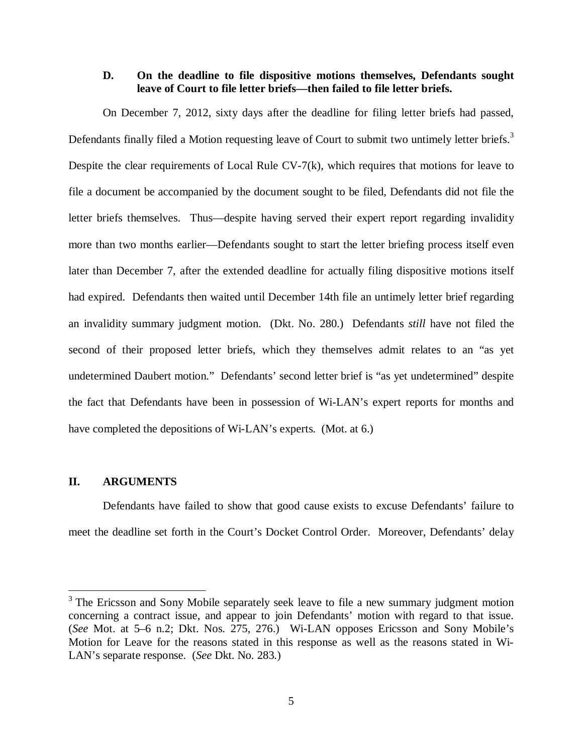### D. On the deadline to file dispositive motions themselves, Defendants sought leave of Court to file letter briefs—then failed to file letter briefs.

On December 7, 2012, sixty days after the deadline for filing letter briefs had passed, Defendants finally filed a Motion requesting leave of Court to submit two untimely letter briefs.[3] Despite the clear requirements of Local Rule CV-7(k), which requires that motions for leave to file a document be accompanied by the document sought to be filed, Defendants did not file the letter briefs themselves. Thus—despite having served their expert report regarding invalidity more than two months earlier—Defendants sought to start the letter briefing process itself even later than December 7, after the extended deadline for actually filing dispositive motions itself had expired. Defendants then waited until December 14th file an untimely letter brief regarding an invalidity summary judgment motion. (Dkt. No. 280.) Defendants *still* have not filed the second of their proposed letter briefs, which they themselves admit relates to an "as yet undetermined Daubert motion." Defendants' second letter brief is "as yet undetermined" despite the fact that Defendants have been in possession of Wi-LAN's expert reports for months and have completed the depositions of Wi-LAN's experts. (Mot. at 6.)

## II. ARGUMENTS

Defendants have failed to show that good cause exists to excuse Defendants' failure to meet the deadline set forth in the Court's Docket Control Order. Moreover, Defendants' delay

---

[3] The Ericsson and Sony Mobile separately seek leave to file a new summary judgment motion concerning a contract issue, and appear to join Defendants' motion with regard to that issue. (*See* Mot. at 5–6 n.2; Dkt. Nos. 275, 276.) Wi-LAN opposes Ericsson and Sony Mobile's Motion for Leave for the reasons stated in this response as well as the reasons stated in Wi-LAN's separate response. (*See* Dkt. No. 283.)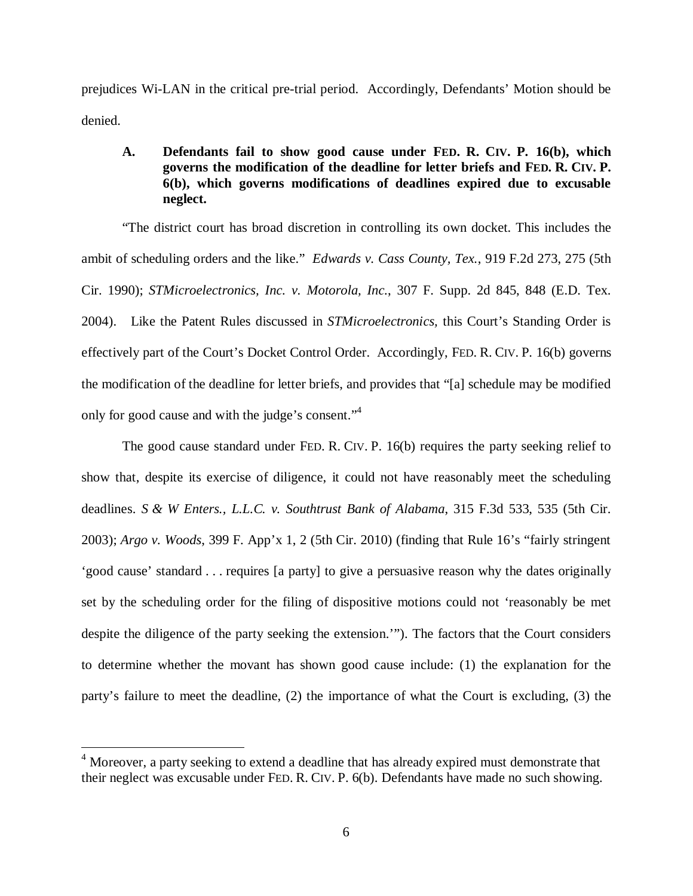prejudices Wi-LAN in the critical pre-trial period. Accordingly, Defendants' Motion should be denied.

### A. Defendants fail to show good cause under FED. R. CIV. P. 16(b), which governs the modification of the deadline for letter briefs and FED. R. CIV. P. 6(b), which governs modifications of deadlines expired due to excusable neglect.

"The district court has broad discretion in controlling its own docket. This includes the ambit of scheduling orders and the like." *Edwards v. Cass County, Tex.*, 919 F.2d 273, 275 (5th Cir. 1990); *STMicroelectronics, Inc. v. Motorola, Inc.*, 307 F. Supp. 2d 845, 848 (E.D. Tex. 2004). Like the Patent Rules discussed in *STMicroelectronics*, this Court's Standing Order is effectively part of the Court's Docket Control Order. Accordingly, FED. R. CIV. P. 16(b) governs the modification of the deadline for letter briefs, and provides that "[a] schedule may be modified only for good cause and with the judge's consent."[4]

The good cause standard under FED. R. CIV. P. 16(b) requires the party seeking relief to show that, despite its exercise of diligence, it could not have reasonably meet the scheduling deadlines. *S & W Enters., L.L.C. v. Southtrust Bank of Alabama*, 315 F.3d 533, 535 (5th Cir. 2003); *Argo v. Woods*, 399 F. App'x 1, 2 (5th Cir. 2010) (finding that Rule 16's "fairly stringent 'good cause' standard . . . requires [a party] to give a persuasive reason why the dates originally set by the scheduling order for the filing of dispositive motions could not 'reasonably be met despite the diligence of the party seeking the extension.'"). The factors that the Court considers to determine whether the movant has shown good cause include: (1) the explanation for the party's failure to meet the deadline, (2) the importance of what the Court is excluding, (3) the

---

[4] Moreover, a party seeking to extend a deadline that has already expired must demonstrate that their neglect was excusable under FED. R. CIV. P. 6(b). Defendants have made no such showing.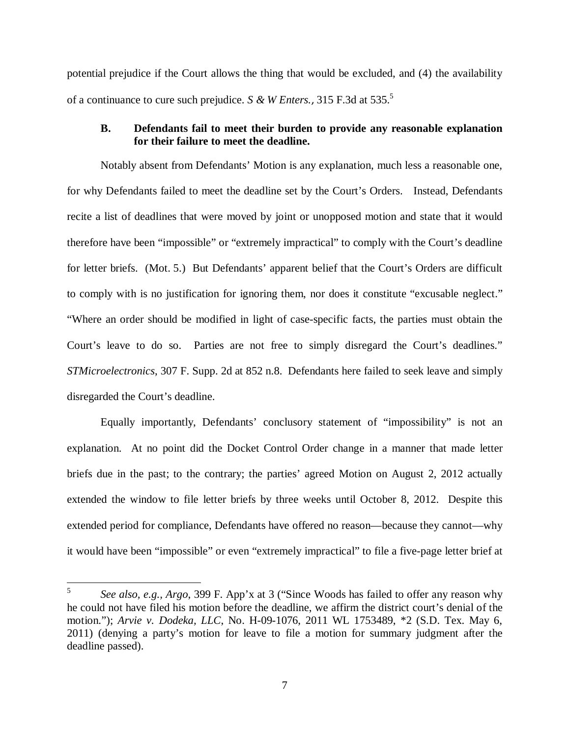potential prejudice if the Court allows the thing that would be excluded, and (4) the availability of a continuance to cure such prejudice. *S & W Enters.*, 315 F.3d at 535.[5]

### B. Defendants fail to meet their burden to provide any reasonable explanation for their failure to meet the deadline.

Notably absent from Defendants' Motion is any explanation, much less a reasonable one, for why Defendants failed to meet the deadline set by the Court's Orders. Instead, Defendants recite a list of deadlines that were moved by joint or unopposed motion and state that it would therefore have been "impossible" or "extremely impractical" to comply with the Court's deadline for letter briefs. (Mot. 5.) But Defendants' apparent belief that the Court's Orders are difficult to comply with is no justification for ignoring them, nor does it constitute "excusable neglect." "Where an order should be modified in light of case-specific facts, the parties must obtain the Court's leave to do so. Parties are not free to simply disregard the Court's deadlines." *STMicroelectronics*, 307 F. Supp. 2d at 852 n.8. Defendants here failed to seek leave and simply disregarded the Court's deadline.

Equally importantly, Defendants' conclusory statement of "impossibility" is not an explanation. At no point did the Docket Control Order change in a manner that made letter briefs due in the past; to the contrary; the parties' agreed Motion on August 2, 2012 actually extended the window to file letter briefs by three weeks until October 8, 2012. Despite this extended period for compliance, Defendants have offered no reason—because they cannot—why it would have been "impossible" or even "extremely impractical" to file a five-page letter brief at

---

[5] *See also, e.g., Argo*, 399 F. App'x at 3 ("Since Woods has failed to offer any reason why he could not have filed his motion before the deadline, we affirm the district court's denial of the motion."); *Arvie v. Dodeka, LLC*, No. H-09-1076, 2011 WL 1753489, *2 (S.D. Tex. May 6, 2011) (denying a party's motion for leave to file a motion for summary judgment after the deadline passed).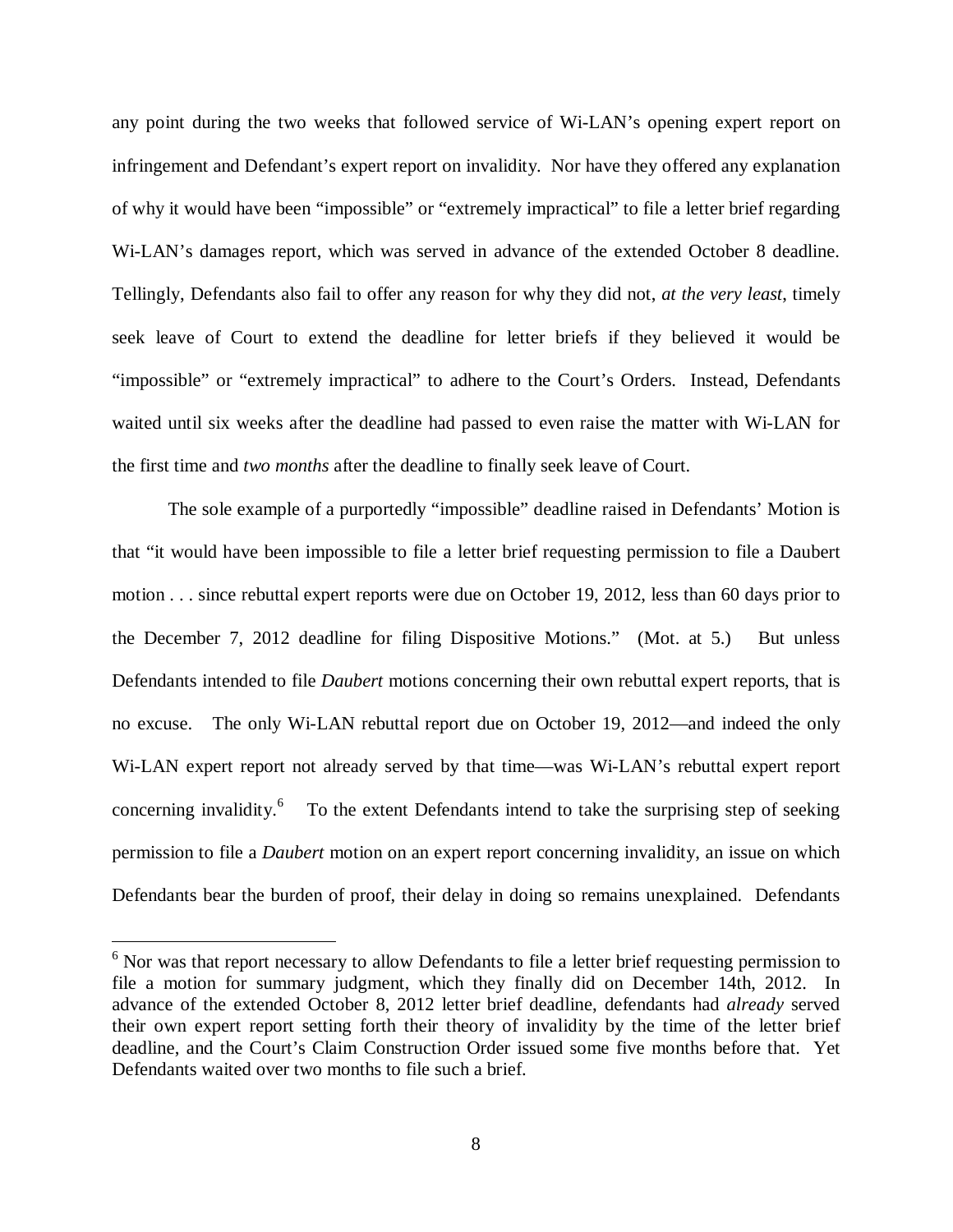any point during the two weeks that followed service of Wi-LAN's opening expert report on infringement and Defendant's expert report on invalidity. Nor have they offered any explanation of why it would have been "impossible" or "extremely impractical" to file a letter brief regarding Wi-LAN's damages report, which was served in advance of the extended October 8 deadline. Tellingly, Defendants also fail to offer any reason for why they did not, *at the very least*, timely seek leave of Court to extend the deadline for letter briefs if they believed it would be "impossible" or "extremely impractical" to adhere to the Court's Orders. Instead, Defendants waited until six weeks after the deadline had passed to even raise the matter with Wi-LAN for the first time and *two months* after the deadline to finally seek leave of Court.

The sole example of a purportedly "impossible" deadline raised in Defendants' Motion is that "it would have been impossible to file a letter brief requesting permission to file a Daubert motion . . . since rebuttal expert reports were due on October 19, 2012, less than 60 days prior to the December 7, 2012 deadline for filing Dispositive Motions." (Mot. at 5.) But unless Defendants intended to file *Daubert* motions concerning their own rebuttal expert reports, that is no excuse. The only Wi-LAN rebuttal report due on October 19, 2012—and indeed the only Wi-LAN expert report not already served by that time—was Wi-LAN's rebuttal expert report concerning invalidity.[6] To the extent Defendants intend to take the surprising step of seeking permission to file a *Daubert* motion on an expert report concerning invalidity, an issue on which Defendants bear the burden of proof, their delay in doing so remains unexplained. Defendants

[6] Nor was that report necessary to allow Defendants to file a letter brief requesting permission to file a motion for summary judgment, which they finally did on December 14th, 2012. In advance of the extended October 8, 2012 letter brief deadline, defendants had *already* served their own expert report setting forth their theory of invalidity by the time of the letter brief deadline, and the Court's Claim Construction Order issued some five months before that. Yet Defendants waited over two months to file such a brief.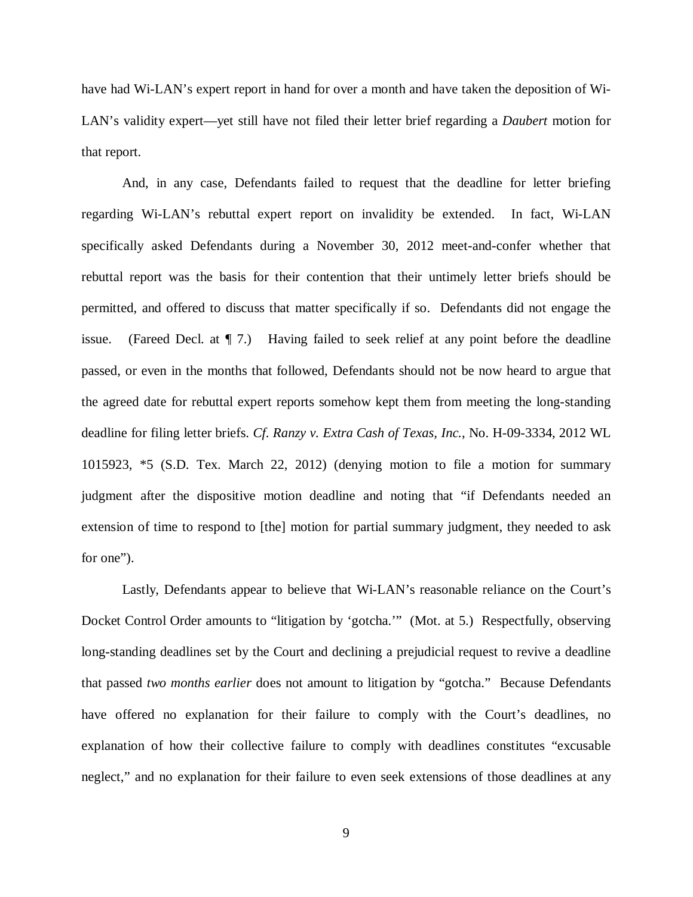have had Wi-LAN's expert report in hand for over a month and have taken the deposition of Wi-LAN's validity expert—yet still have not filed their letter brief regarding a *Daubert* motion for that report.

And, in any case, Defendants failed to request that the deadline for letter briefing regarding Wi-LAN's rebuttal expert report on invalidity be extended. In fact, Wi-LAN specifically asked Defendants during a November 30, 2012 meet-and-confer whether that rebuttal report was the basis for their contention that their untimely letter briefs should be permitted, and offered to discuss that matter specifically if so. Defendants did not engage the issue. (Fareed Decl. at ¶ 7.) Having failed to seek relief at any point before the deadline passed, or even in the months that followed, Defendants should not be now heard to argue that the agreed date for rebuttal expert reports somehow kept them from meeting the long-standing deadline for filing letter briefs. *Cf. Ranzy v. Extra Cash of Texas, Inc.*, No. H-09-3334, 2012 WL 1015923, *5 (S.D. Tex. March 22, 2012) (denying motion to file a motion for summary judgment after the dispositive motion deadline and noting that "if Defendants needed an extension of time to respond to [the] motion for partial summary judgment, they needed to ask for one").

Lastly, Defendants appear to believe that Wi-LAN's reasonable reliance on the Court's Docket Control Order amounts to "litigation by 'gotcha.'" (Mot. at 5.) Respectfully, observing long-standing deadlines set by the Court and declining a prejudicial request to revive a deadline that passed *two months earlier* does not amount to litigation by "gotcha." Because Defendants have offered no explanation for their failure to comply with the Court's deadlines, no explanation of how their collective failure to comply with deadlines constitutes "excusable neglect," and no explanation for their failure to even seek extensions of those deadlines at any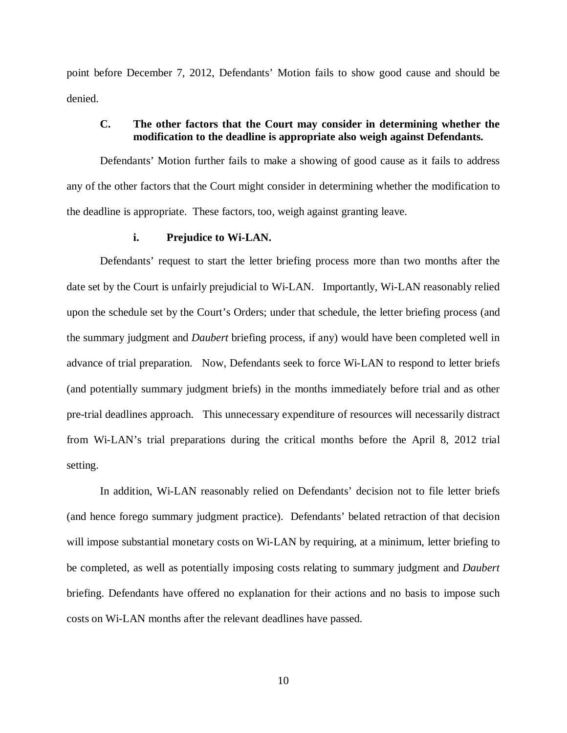point before December 7, 2012, Defendants' Motion fails to show good cause and should be denied.

### C. The other factors that the Court may consider in determining whether the modification to the deadline is appropriate also weigh against Defendants.

Defendants' Motion further fails to make a showing of good cause as it fails to address any of the other factors that the Court might consider in determining whether the modification to the deadline is appropriate. These factors, too, weigh against granting leave.

#### i. Prejudice to Wi-LAN.

Defendants' request to start the letter briefing process more than two months after the date set by the Court is unfairly prejudicial to Wi-LAN. Importantly, Wi-LAN reasonably relied upon the schedule set by the Court's Orders; under that schedule, the letter briefing process (and the summary judgment and *Daubert* briefing process, if any) would have been completed well in advance of trial preparation. Now, Defendants seek to force Wi-LAN to respond to letter briefs (and potentially summary judgment briefs) in the months immediately before trial and as other pre-trial deadlines approach. This unnecessary expenditure of resources will necessarily distract from Wi-LAN's trial preparations during the critical months before the April 8, 2012 trial setting.

In addition, Wi-LAN reasonably relied on Defendants' decision not to file letter briefs (and hence forego summary judgment practice). Defendants' belated retraction of that decision will impose substantial monetary costs on Wi-LAN by requiring, at a minimum, letter briefing to be completed, as well as potentially imposing costs relating to summary judgment and *Daubert* briefing. Defendants have offered no explanation for their actions and no basis to impose such costs on Wi-LAN months after the relevant deadlines have passed.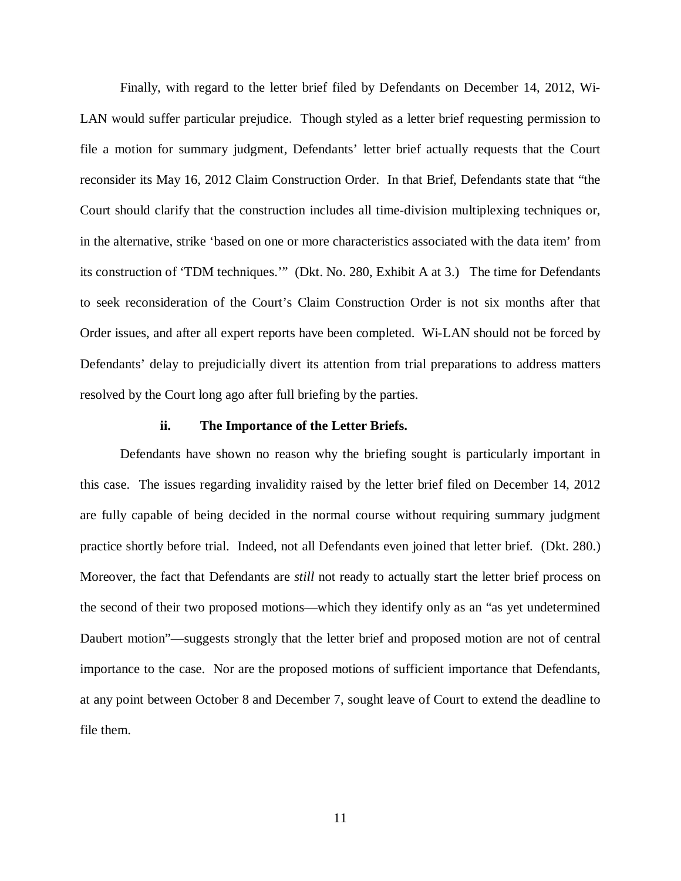Finally, with regard to the letter brief filed by Defendants on December 14, 2012, Wi-LAN would suffer particular prejudice. Though styled as a letter brief requesting permission to file a motion for summary judgment, Defendants' letter brief actually requests that the Court reconsider its May 16, 2012 Claim Construction Order. In that Brief, Defendants state that "the Court should clarify that the construction includes all time-division multiplexing techniques or, in the alternative, strike 'based on one or more characteristics associated with the data item' from its construction of 'TDM techniques.'" (Dkt. No. 280, Exhibit A at 3.) The time for Defendants to seek reconsideration of the Court's Claim Construction Order is not six months after that Order issues, and after all expert reports have been completed. Wi-LAN should not be forced by Defendants' delay to prejudicially divert its attention from trial preparations to address matters resolved by the Court long ago after full briefing by the parties.

#### ii. The Importance of the Letter Briefs.

Defendants have shown no reason why the briefing sought is particularly important in this case. The issues regarding invalidity raised by the letter brief filed on December 14, 2012 are fully capable of being decided in the normal course without requiring summary judgment practice shortly before trial. Indeed, not all Defendants even joined that letter brief. (Dkt. 280.) Moreover, the fact that Defendants are *still* not ready to actually start the letter brief process on the second of their two proposed motions—which they identify only as an "as yet undetermined Daubert motion"—suggests strongly that the letter brief and proposed motion are not of central importance to the case. Nor are the proposed motions of sufficient importance that Defendants, at any point between October 8 and December 7, sought leave of Court to extend the deadline to file them.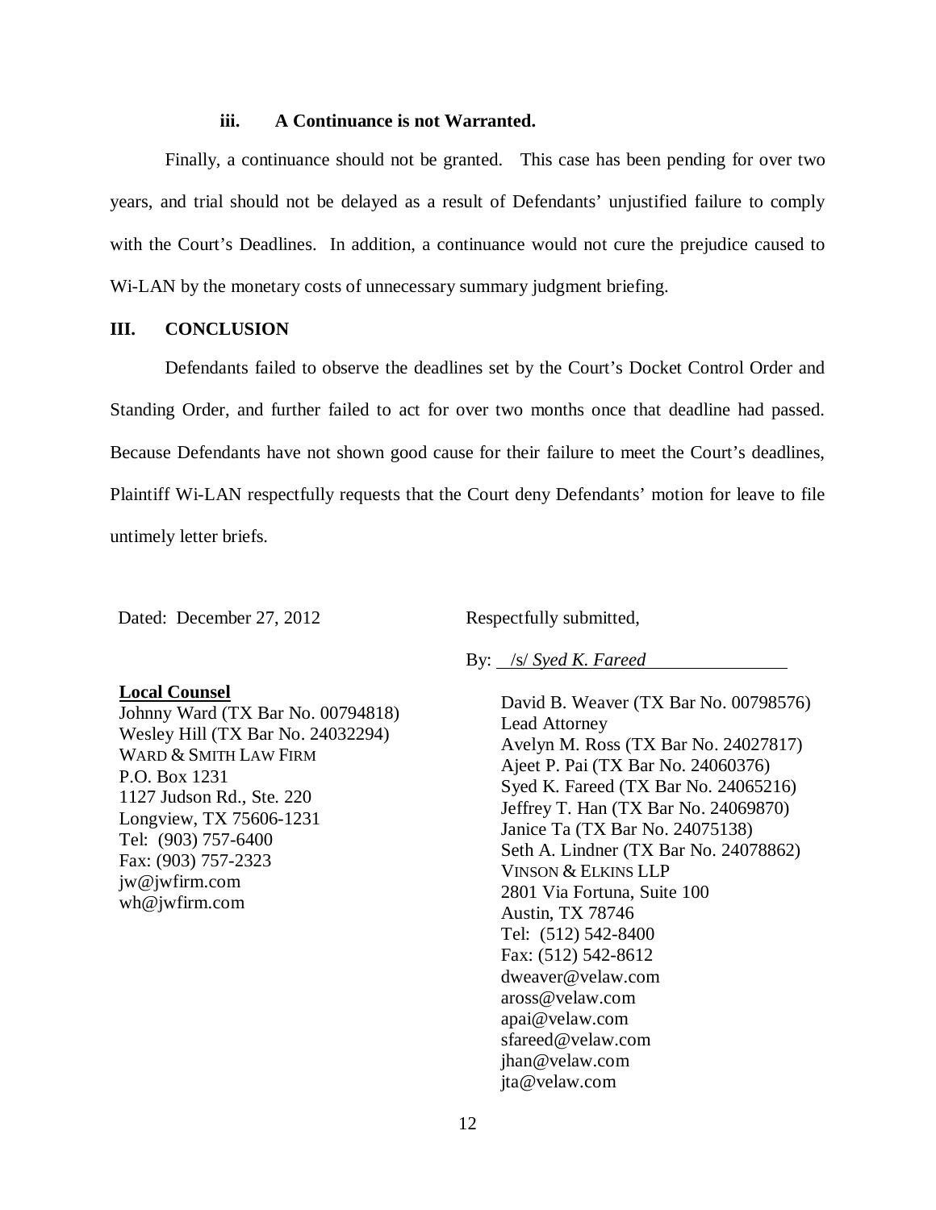### iii. A Continuance is not Warranted.

Finally, a continuance should not be granted. This case has been pending for over two years, and trial should not be delayed as a result of Defendants' unjustified failure to comply with the Court's Deadlines. In addition, a continuance would not cure the prejudice caused to Wi-LAN by the monetary costs of unnecessary summary judgment briefing.

## III. CONCLUSION

Defendants failed to observe the deadlines set by the Court's Docket Control Order and Standing Order, and further failed to act for over two months once that deadline had passed. Because Defendants have not shown good cause for their failure to meet the Court's deadlines, Plaintiff Wi-LAN respectfully requests that the Court deny Defendants' motion for leave to file untimely letter briefs.

Dated: December 27, 2012

Respectfully submitted,

By: /s/ *Syed K. Fareed*

David B. Weaver (TX Bar No. 00798576)
Lead Attorney
Avelyn M. Ross (TX Bar No. 24027817)
Ajeet P. Pai (TX Bar No. 24060376)
Syed K. Fareed (TX Bar No. 24065216)
Jeffrey T. Han (TX Bar No. 24069870)
Janice Ta (TX Bar No. 24075138)
Seth A. Lindner (TX Bar No. 24078862)
VINSON & ELKINS LLP
2801 Via Fortuna, Suite 100
Austin, TX 78746
Tel: (512) 542-8400
Fax: (512) 542-8612
dweaver@velaw.com
aross@velaw.com
apai@velaw.com
sfareed@velaw.com
jhan@velaw.com
jta@velaw.com

**Local Counsel**
Johnny Ward (TX Bar No. 00794818)
Wesley Hill (TX Bar No. 24032294)
WARD & SMITH LAW FIRM
P.O. Box 1231
1127 Judson Rd., Ste. 220
Longview, TX 75606-1231
Tel: (903) 757-6400
Fax: (903) 757-2323
jw@jwfirm.com
wh@jwfirm.com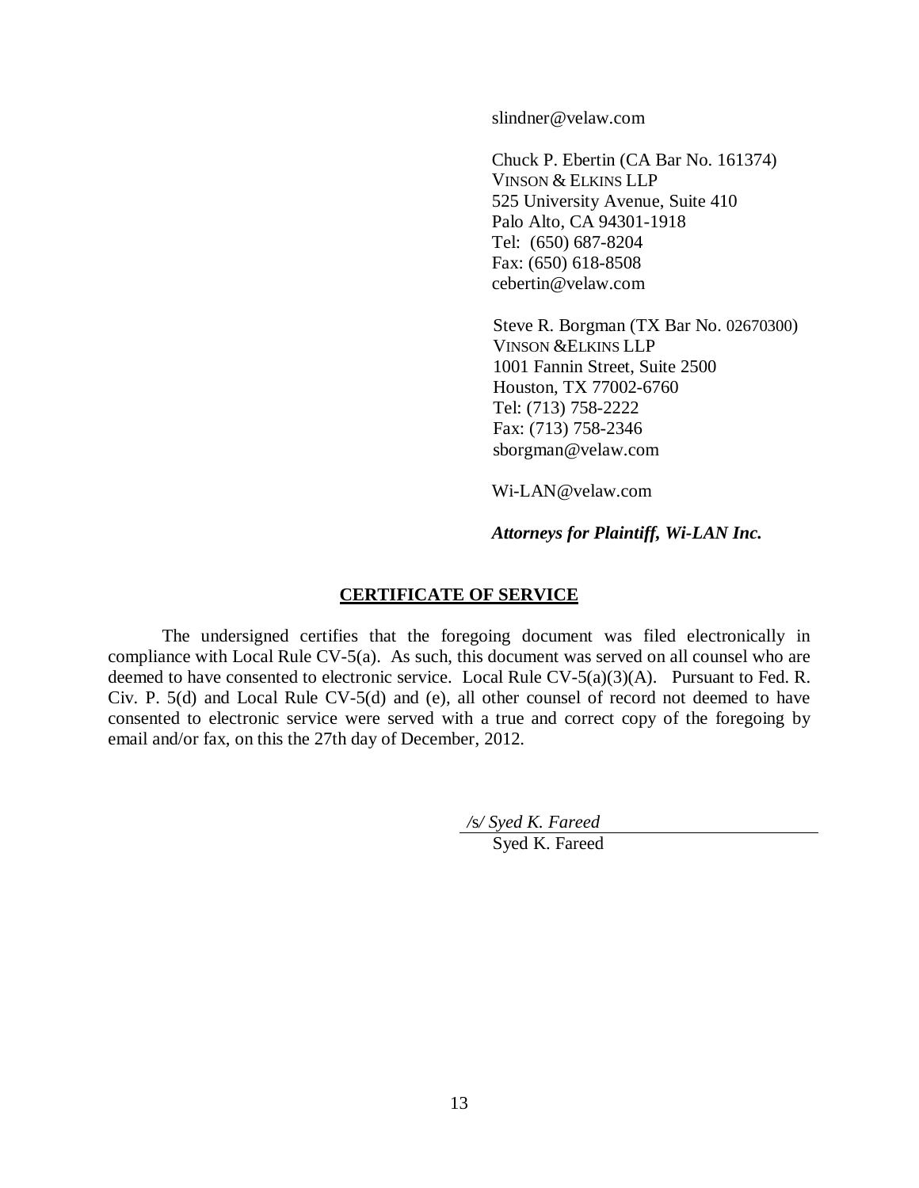slindner@velaw.com

Chuck P. Ebertin (CA Bar No. 161374)
VINSON & ELKINS LLP
525 University Avenue, Suite 410
Palo Alto, CA 94301-1918
Tel: (650) 687-8204
Fax: (650) 618-8508
cebertin@velaw.com

Steve R. Borgman (TX Bar No. 02670300)
VINSON &ELKINS LLP
1001 Fannin Street, Suite 2500
Houston, TX 77002-6760
Tel: (713) 758-2222
Fax: (713) 758-2346
sborgman@velaw.com

Wi-LAN@velaw.com

***Attorneys for Plaintiff, Wi-LAN Inc.***

## CERTIFICATE OF SERVICE

The undersigned certifies that the foregoing document was filed electronically in compliance with Local Rule CV-5(a). As such, this document was served on all counsel who are deemed to have consented to electronic service. Local Rule CV-5(a)(3)(A). Pursuant to Fed. R. Civ. P. 5(d) and Local Rule CV-5(d) and (e), all other counsel of record not deemed to have consented to electronic service were served with a true and correct copy of the foregoing by email and/or fax, on this the 27th day of December, 2012.

*/s/ Syed K. Fareed*
Syed K. Fareed